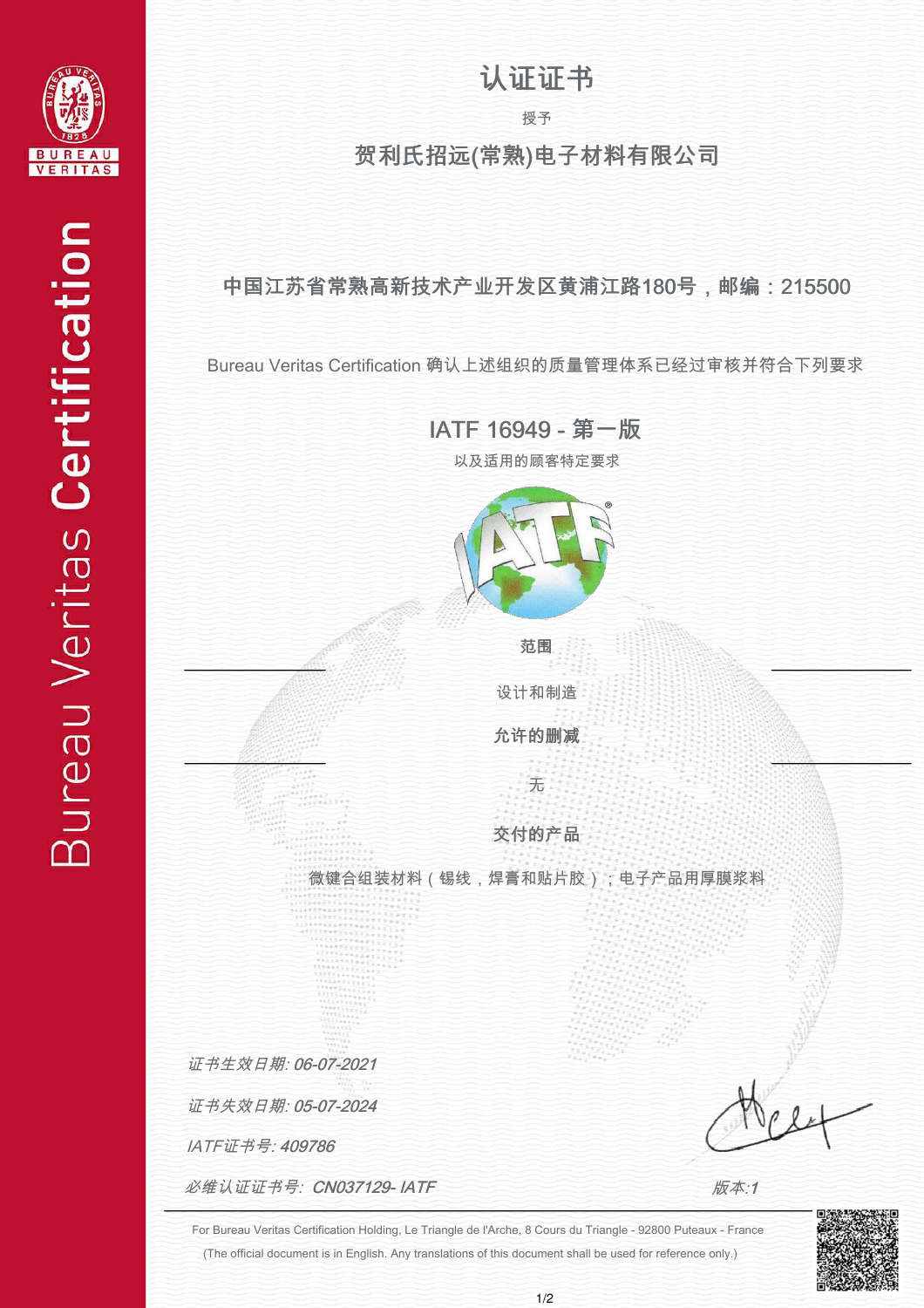# 认证证书

授予

## 贺利氏招远(常熟)电子材料有限公司

中国江苏省常熟高新技术产业开发区黄浦江路180号，邮编：215500

Bureau Veritas Certification 确认上述组织的质量管理体系已经过审核并符合下列要求

## IATF 16949 - 第一版

以及适用的顾客特定要求

**范围**

设计和制造

**允许的删减**

无

**交付的产品**

微键合组装材料（锡线，焊膏和贴片胶）；电子产品用厚膜浆料

*证书生效日期: 06-07-2021*

*证书失效日期: 05-07-2024*

*IATF证书号: 409786*

*必维认证证书号: CN037129- IATF*

*版本:1*

For Bureau Veritas Certification Holding, Le Triangle de l'Arche, 8 Cours du Triangle - 92800 Puteaux - France

(The official document is in English. Any translations of this document shall be used for reference only.)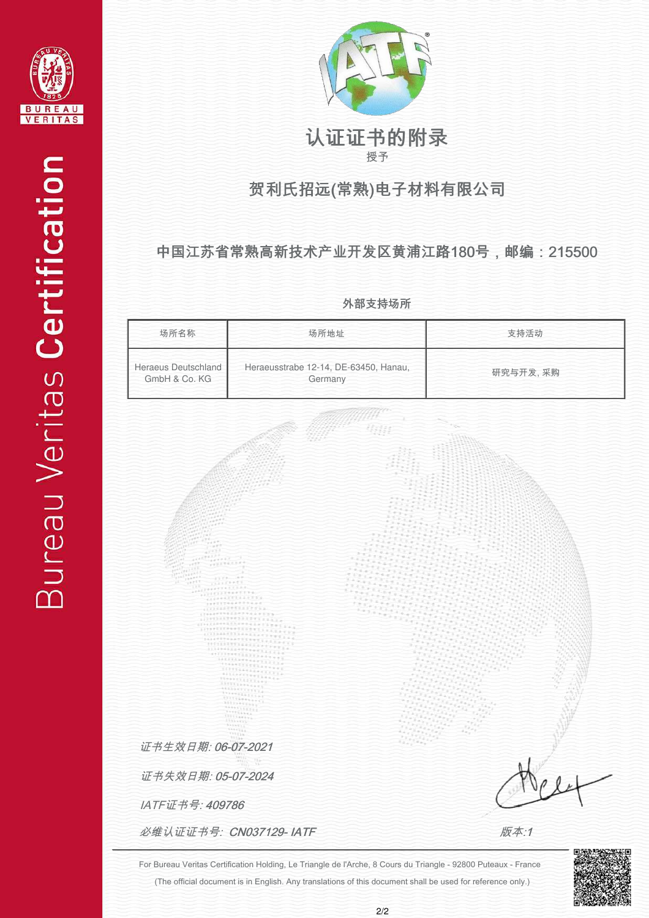# 认证证书的附录

授予

## 贺利氏招远(常熟)电子材料有限公司

**中国江苏省常熟高新技术产业开发区黄浦江路180号，邮编：215500**

### 外部支持场所

| 场所名称 | 场所地址 | 支持活动 |
| --- | --- | --- |
| Heraeus Deutschland GmbH & Co. KG | Heraeusstrabe 12-14, DE-63450, Hanau, Germany | 研究与开发, 采购 |

*证书生效日期: 06-07-2021*

*证书失效日期: 05-07-2024*

*IATF证书号: 409786*

*必维认证证书号: CN037129- IATF*

*版本:1*

For Bureau Veritas Certification Holding, Le Triangle de l'Arche, 8 Cours du Triangle - 92800 Puteaux - France

(The official document is in English. Any translations of this document shall be used for reference only.)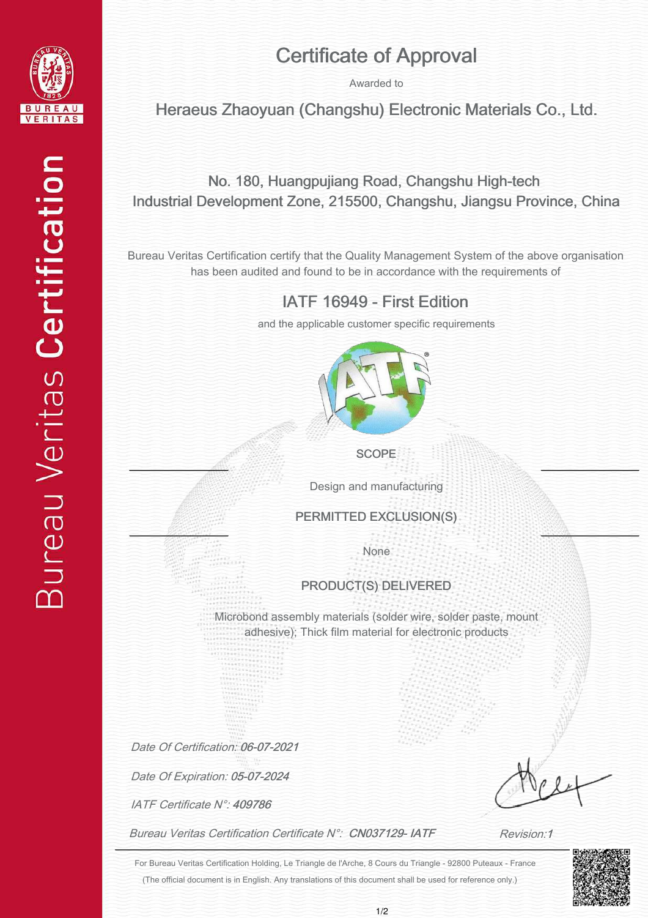Bureau Veritas Certification

# Certificate of Approval

Awarded to

## Heraeus Zhaoyuan (Changshu) Electronic Materials Co., Ltd.

No. 180, Huangpujiang Road, Changshu High-tech
Industrial Development Zone, 215500, Changshu, Jiangsu Province, China

Bureau Veritas Certification certify that the Quality Management System of the above organisation has been audited and found to be in accordance with the requirements of

## IATF 16949 - First Edition

and the applicable customer specific requirements

### SCOPE

Design and manufacturing

### PERMITTED EXCLUSION(S)

None

### PRODUCT(S) DELIVERED

Microbond assembly materials (solder wire, solder paste, mount adhesive); Thick film material for electronic products

*Date Of Certification:* ***06-07-2021***

*Date Of Expiration:* ***05-07-2024***

*IATF Certificate N°:* ***409786***

*Bureau Veritas Certification Certificate N°:* ***CN037129- IATF***

*Revision:* ***1***

For Bureau Veritas Certification Holding, Le Triangle de l'Arche, 8 Cours du Triangle - 92800 Puteaux - France

(The official document is in English. Any translations of this document shall be used for reference only.)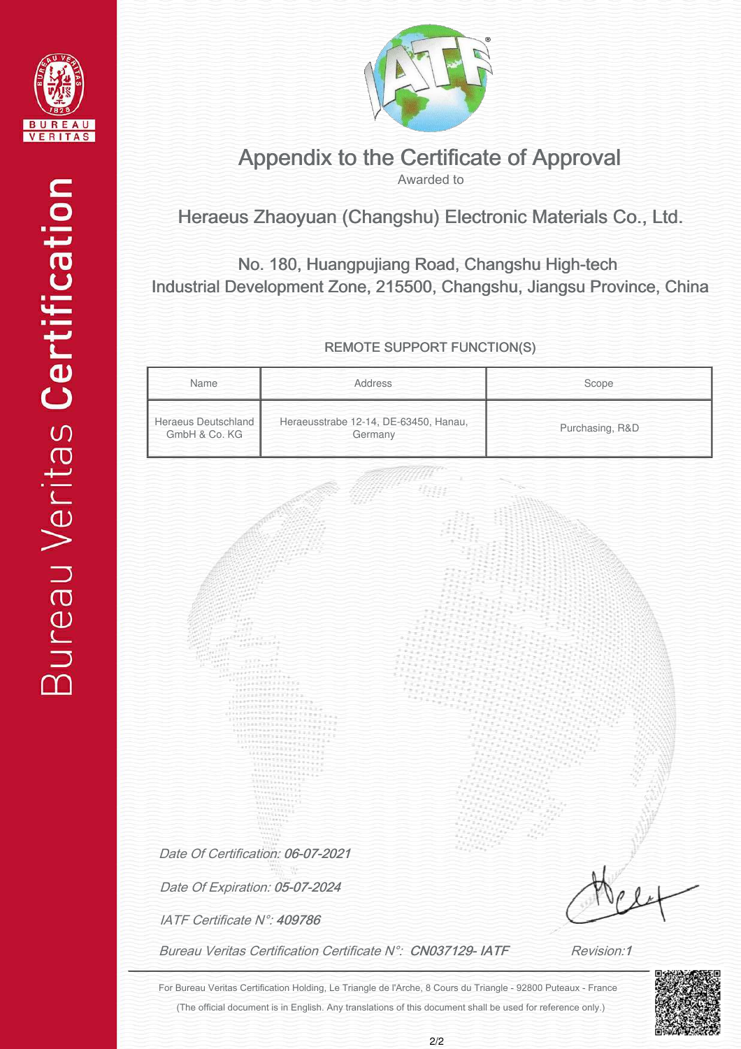Bureau Veritas Certification

# Appendix to the Certificate of Approval

Awarded to

## Heraeus Zhaoyuan (Changshu) Electronic Materials Co., Ltd.

No. 180, Huangpujiang Road, Changshu High-tech
Industrial Development Zone, 215500, Changshu, Jiangsu Province, China

REMOTE SUPPORT FUNCTION(S)

| Name | Address | Scope |
|---|---|---|
| Heraeus Deutschland GmbH & Co. KG | Heraeusstrabe 12-14, DE-63450, Hanau, Germany | Purchasing, R&D |

*Date Of Certification: **06-07-2021***

*Date Of Expiration: **05-07-2024***

*IATF Certificate N°: **409786***

*Bureau Veritas Certification Certificate N°: **CN037129- IATF***

*Revision:**1***

For Bureau Veritas Certification Holding, Le Triangle de l'Arche, 8 Cours du Triangle - 92800 Puteaux - France

(The official document is in English. Any translations of this document shall be used for reference only.)